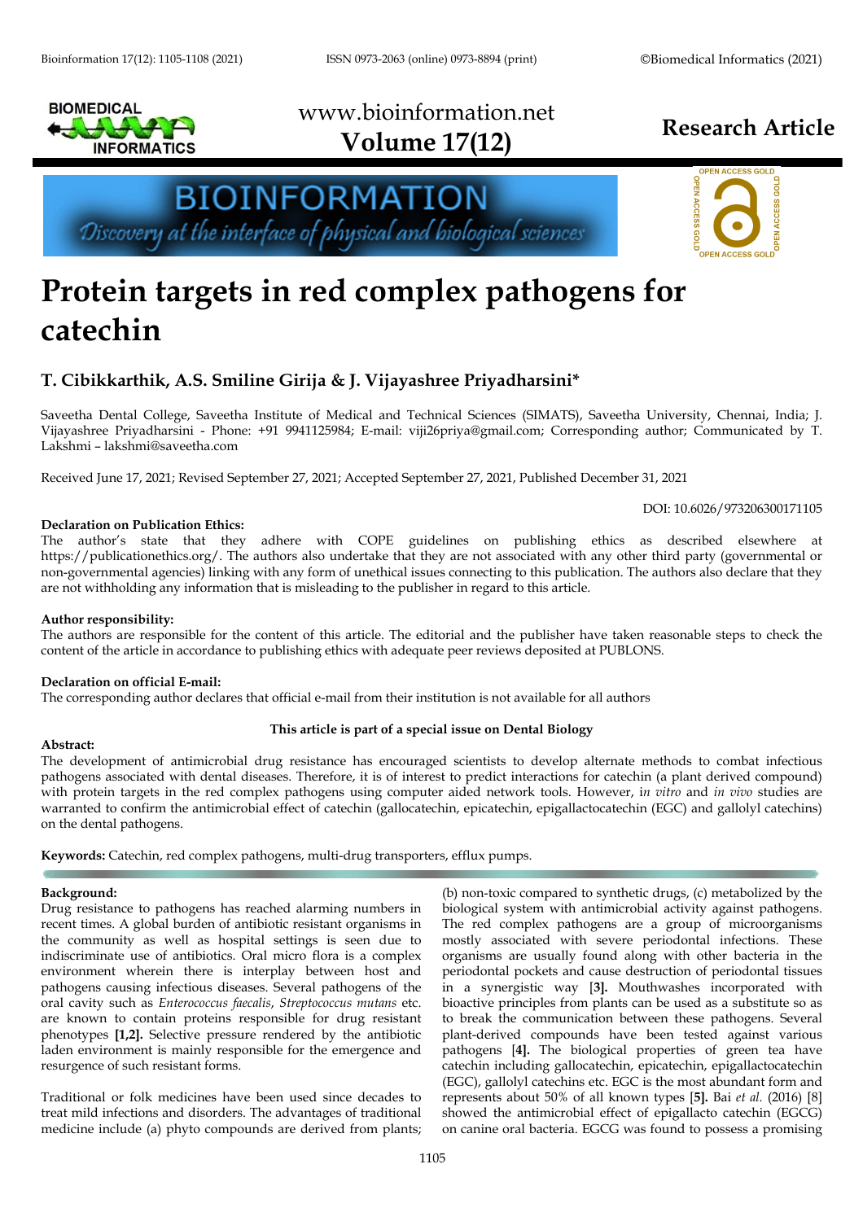# Protein targets in red complex pathogens for catechin

## T. Cibikkarthik, A.S. Smiline Girija & J. Vijayashree Priyadharsini*

Saveetha Dental College, Saveetha Institute of Medical and Technical Sciences (SIMATS), Saveetha University, Chennai, India; J. Vijayashree Priyadharsini - Phone: +91 9941125984; E-mail: viji26priya@gmail.com; Corresponding author; Communicated by T. Lakshmi – lakshmi@saveetha.com

Received June 17, 2021; Revised September 27, 2021; Accepted September 27, 2021, Published December 31, 2021

DOI: 10.6026/973206300171105

**Declaration on Publication Ethics:**
The author's state that they adhere with COPE guidelines on publishing ethics as described elsewhere at https://publicationethics.org/. The authors also undertake that they are not associated with any other third party (governmental or non-governmental agencies) linking with any form of unethical issues connecting to this publication. The authors also declare that they are not withholding any information that is misleading to the publisher in regard to this article.

**Author responsibility:**
The authors are responsible for the content of this article. The editorial and the publisher have taken reasonable steps to check the content of the article in accordance to publishing ethics with adequate peer reviews deposited at PUBLONS.

**Declaration on official E-mail:**
The corresponding author declares that official e-mail from their institution is not available for all authors

**This article is part of a special issue on Dental Biology**

**Abstract:**
The development of antimicrobial drug resistance has encouraged scientists to develop alternate methods to combat infectious pathogens associated with dental diseases. Therefore, it is of interest to predict interactions for catechin (a plant derived compound) with protein targets in the red complex pathogens using computer aided network tools. However, i*n vitro* and *in vivo* studies are warranted to confirm the antimicrobial effect of catechin (gallocatechin, epicatechin, epigallactocatechin (EGC) and gallolyl catechins) on the dental pathogens.

**Keywords:** Catechin, red complex pathogens, multi-drug transporters, efflux pumps.

**Background:**
Drug resistance to pathogens has reached alarming numbers in recent times. A global burden of antibiotic resistant organisms in the community as well as hospital settings is seen due to indiscriminate use of antibiotics. Oral micro flora is a complex environment wherein there is interplay between host and pathogens causing infectious diseases. Several pathogens of the oral cavity such as *Enterococcus faecalis*, *Streptococcus mutans* etc. are known to contain proteins responsible for drug resistant phenotypes **[1,2].** Selective pressure rendered by the antibiotic laden environment is mainly responsible for the emergence and resurgence of such resistant forms.

Traditional or folk medicines have been used since decades to treat mild infections and disorders. The advantages of traditional medicine include (a) phyto compounds are derived from plants; (b) non-toxic compared to synthetic drugs, (c) metabolized by the biological system with antimicrobial activity against pathogens. The red complex pathogens are a group of microorganisms mostly associated with severe periodontal infections. These organisms are usually found along with other bacteria in the periodontal pockets and cause destruction of periodontal tissues in a synergistic way **[3].** Mouthwashes incorporated with bioactive principles from plants can be used as a substitute so as to break the communication between these pathogens. Several plant-derived compounds have been tested against various pathogens **[4].** The biological properties of green tea have catechin including gallocatechin, epicatechin, epigallactocatechin (EGC), gallolyl catechins etc. EGC is the most abundant form and represents about 50% of all known types **[5].** Bai *et al.* (2016) [8] showed the antimicrobial effect of epigallacto catechin (EGCG) on canine oral bacteria. EGCG was found to possess a promising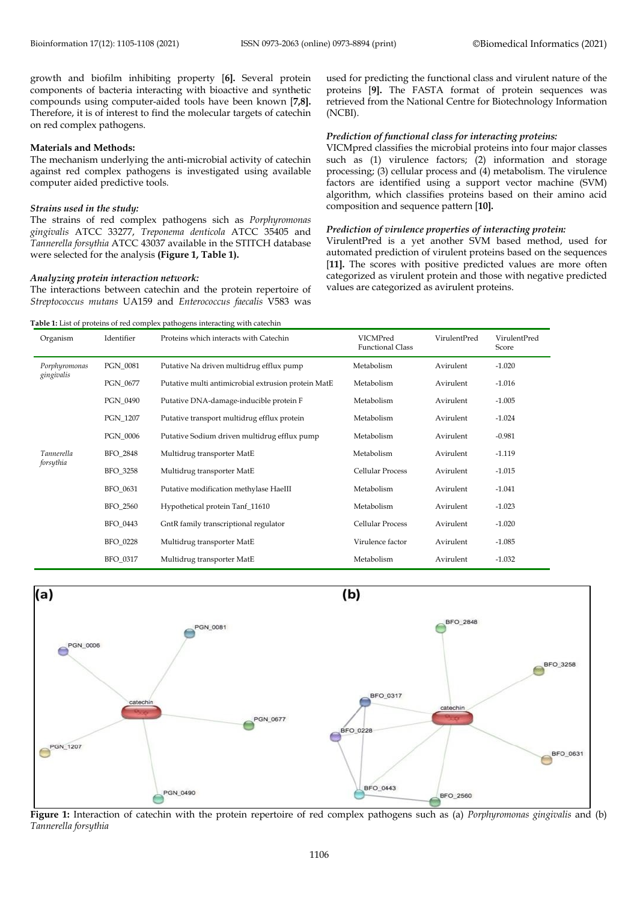growth and biofilm inhibiting property **[6].** Several protein components of bacteria interacting with bioactive and synthetic compounds using computer-aided tools have been known **[7,8].** Therefore, it is of interest to find the molecular targets of catechin on red complex pathogens.

### Materials and Methods:

The mechanism underlying the anti-microbial activity of catechin against red complex pathogens is investigated using available computer aided predictive tools.

#### *Strains used in the study:*

The strains of red complex pathogens sich as *Porphyromonas gingivalis* ATCC 33277, *Treponema denticola* ATCC 35405 and *Tannerella forsythia* ATCC 43037 available in the STITCH database were selected for the analysis **(Figure 1, Table 1).**

#### *Analyzing protein interaction network:*

The interactions between catechin and the protein repertoire of *Streptococcus mutans* UA159 and *Enterococcus faecalis* V583 was used for predicting the functional class and virulent nature of the proteins **[9].** The FASTA format of protein sequences was retrieved from the National Centre for Biotechnology Information (NCBI).

#### *Prediction of functional class for interacting proteins:*

VICMpred classifies the microbial proteins into four major classes such as (1) virulence factors; (2) information and storage processing; (3) cellular process and (4) metabolism. The virulence factors are identified using a support vector machine (SVM) algorithm, which classifies proteins based on their amino acid composition and sequence pattern **[10].**

#### *Prediction of virulence properties of interacting protein:*

VirulentPred is a yet another SVM based method, used for automated prediction of virulent proteins based on the sequences **[11].** The scores with positive predicted values are more often categorized as virulent protein and those with negative predicted values are categorized as avirulent proteins.

**Table 1:** List of proteins of red complex pathogens interacting with catechin

| Organism | Identifier | Proteins which interacts with Catechin | VICMPred Functional Class | VirulentPred | VirulentPred Score |
|---|---|---|---|---|---|
| *Porphyromonas gingivalis* | PGN_0081 | Putative Na driven multidrug efflux pump | Metabolism | Avirulent | -1.020 |
| | PGN_0677 | Putative multi antimicrobial extrusion protein MatE | Metabolism | Avirulent | -1.016 |
| | PGN_0490 | Putative DNA-damage-inducible protein F | Metabolism | Avirulent | -1.005 |
| | PGN_1207 | Putative transport multidrug efflux protein | Metabolism | Avirulent | -1.024 |
| | PGN_0006 | Putative Sodium driven multidrug efflux pump | Metabolism | Avirulent | -0.981 |
| *Tannerella forsythia* | BFO_2848 | Multidrug transporter MatE | Metabolism | Avirulent | -1.119 |
| | BFO_3258 | Multidrug transporter MatE | Cellular Process | Avirulent | -1.015 |
| | BFO_0631 | Putative modification methylase HaeIII | Metabolism | Avirulent | -1.041 |
| | BFO_2560 | Hypothetical protein Tanf_11610 | Metabolism | Avirulent | -1.023 |
| | BFO_0443 | GntR family transcriptional regulator | Cellular Process | Avirulent | -1.020 |
| | BFO_0228 | Multidrug transporter MatE | Virulence factor | Avirulent | -1.085 |
| | BFO_0317 | Multidrug transporter MatE | Metabolism | Avirulent | -1.032 |

**Figure 1:** Interaction of catechin with the protein repertoire of red complex pathogens such as (a) *Porphyromonas gingivalis* and (b) *Tannerella forsythia*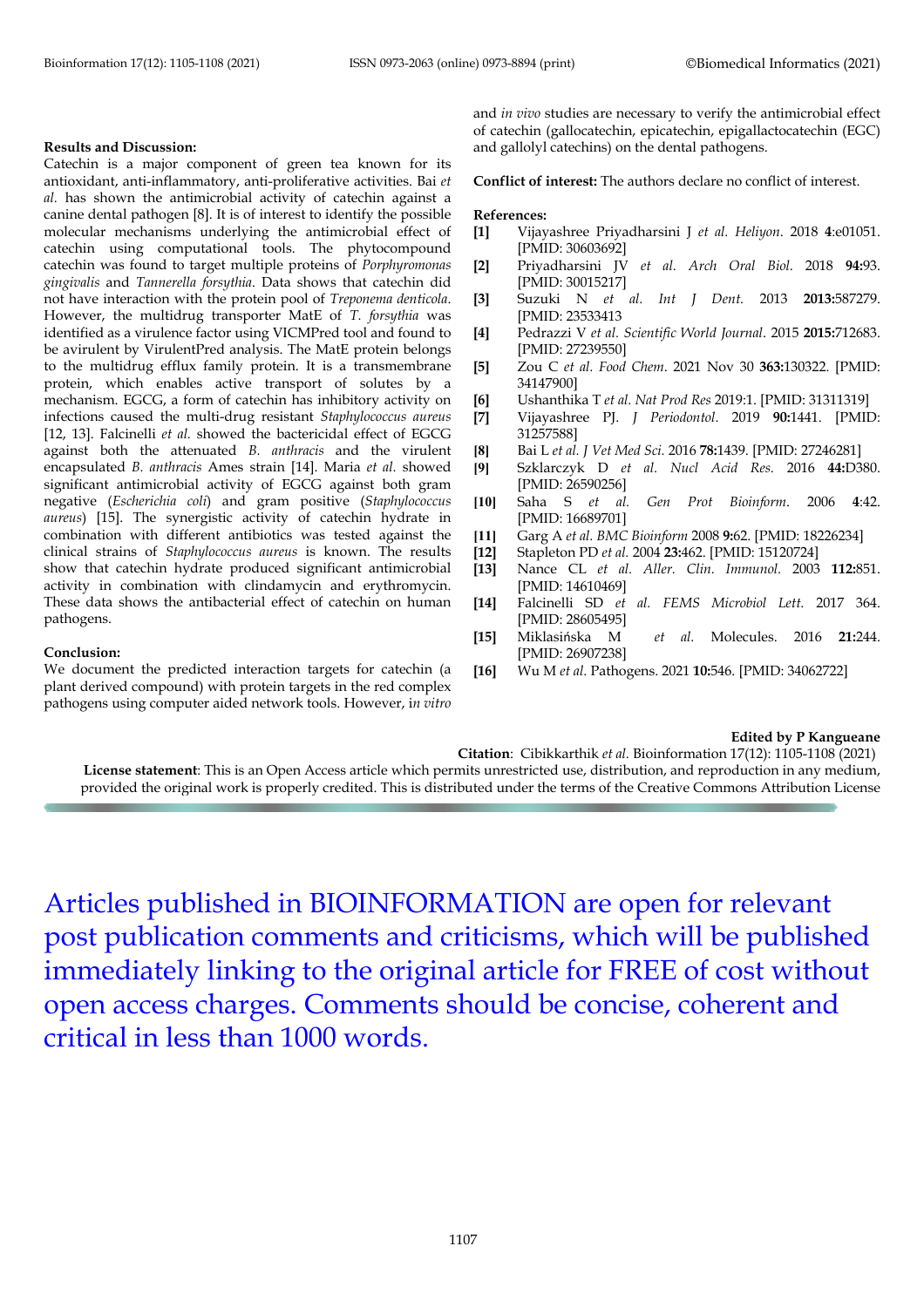**Results and Discussion:**

Catechin is a major component of green tea known for its antioxidant, anti-inflammatory, anti-proliferative activities. Bai *et al.* has shown the antimicrobial activity of catechin against a canine dental pathogen [8]. It is of interest to identify the possible molecular mechanisms underlying the antimicrobial effect of catechin using computational tools. The phytocompound catechin was found to target multiple proteins of *Porphyromonas gingivalis* and *Tannerella forsythia*. Data shows that catechin did not have interaction with the protein pool of *Treponema denticola*. However, the multidrug transporter MatE of *T. forsythia* was identified as a virulence factor using VICMPred tool and found to be avirulent by VirulentPred analysis. The MatE protein belongs to the multidrug efflux family protein. It is a transmembrane protein, which enables active transport of solutes by a mechanism. EGCG, a form of catechin has inhibitory activity on infections caused the multi-drug resistant *Staphylococcus aureus* [12, 13]. Falcinelli *et al.* showed the bactericidal effect of EGCG against both the attenuated *B. anthracis* and the virulent encapsulated *B. anthracis* Ames strain [14]. Maria *et al.* showed significant antimicrobial activity of EGCG against both gram negative (*Escherichia coli*) and gram positive (*Staphylococcus aureus*) [15]. The synergistic activity of catechin hydrate in combination with different antibiotics was tested against the clinical strains of *Staphylococcus aureus* is known. The results show that catechin hydrate produced significant antimicrobial activity in combination with clindamycin and erythromycin. These data shows the antibacterial effect of catechin on human pathogens.

**Conclusion:**

We document the predicted interaction targets for catechin (a plant derived compound) with protein targets in the red complex pathogens using computer aided network tools. However, i*n vitro* and *in vivo* studies are necessary to verify the antimicrobial effect of catechin (gallocatechin, epicatechin, epigallactocatechin (EGC) and gallolyl catechins) on the dental pathogens.

**Conflict of interest:** The authors declare no conflict of interest.

**References:**

- **[1]** Vijayashree Priyadharsini J *et al. Heliyon*. 2018 **4**:e01051. [PMID: 30603692]
- **[2]** Priyadharsini JV *et al. Arch Oral Biol.* 2018 **94:**93. [PMID: 30015217]
- **[3]** Suzuki N *et al. Int J Dent.* 2013 **2013:**587279. [PMID: 23533413
- **[4]** Pedrazzi V *et al. Scientific World Journal*. 2015 **2015:**712683. [PMID: 27239550]
- **[5]** Zou C *et al. Food Chem*. 2021 Nov 30 **363:**130322. [PMID: 34147900]
- **[6]** Ushanthika T *et al. Nat Prod Res* 2019:1. [PMID: 31311319]
- **[7]** Vijayashree PJ. *J Periodontol*. 2019 **90:**1441. [PMID: 31257588]
- **[8]** Bai L *et al. J Vet Med Sci.* 2016 **78:**1439. [PMID: 27246281]
- **[9]** Szklarczyk D *et al. Nucl Acid Res.* 2016 **44:**D380. [PMID: 26590256]
- **[10]** Saha S *et al. Gen Prot Bioinform*. 2006 **4**:42. [PMID: 16689701]
- **[11]** Garg A *et al. BMC Bioinform* 2008 **9:**62. [PMID: 18226234]
- **[12]** Stapleton PD *et al.* 2004 **23:**462. [PMID: 15120724]
- **[13]** Nance CL *et al. Aller. Clin. Immunol.* 2003 **112:**851. [PMID: 14610469]
- **[14]** Falcinelli SD *et al. FEMS Microbiol Lett.* 2017 364. [PMID: 28605495]
- **[15]** Miklasińska M *et al.* Molecules. 2016 **21:**244. [PMID: 26907238]
- **[16]** Wu M *et al.* Pathogens. 2021 **10:**546. [PMID: 34062722]

**Edited by P Kangueane**

**Citation**: Cibikkarthik *et al.* Bioinformation 17(12): 1105-1108 (2021)

**License statement**: This is an Open Access article which permits unrestricted use, distribution, and reproduction in any medium, provided the original work is properly credited. This is distributed under the terms of the Creative Commons Attribution License

Articles published in BIOINFORMATION are open for relevant post publication comments and criticisms, which will be published immediately linking to the original article for FREE of cost without open access charges. Comments should be concise, coherent and critical in less than 1000 words.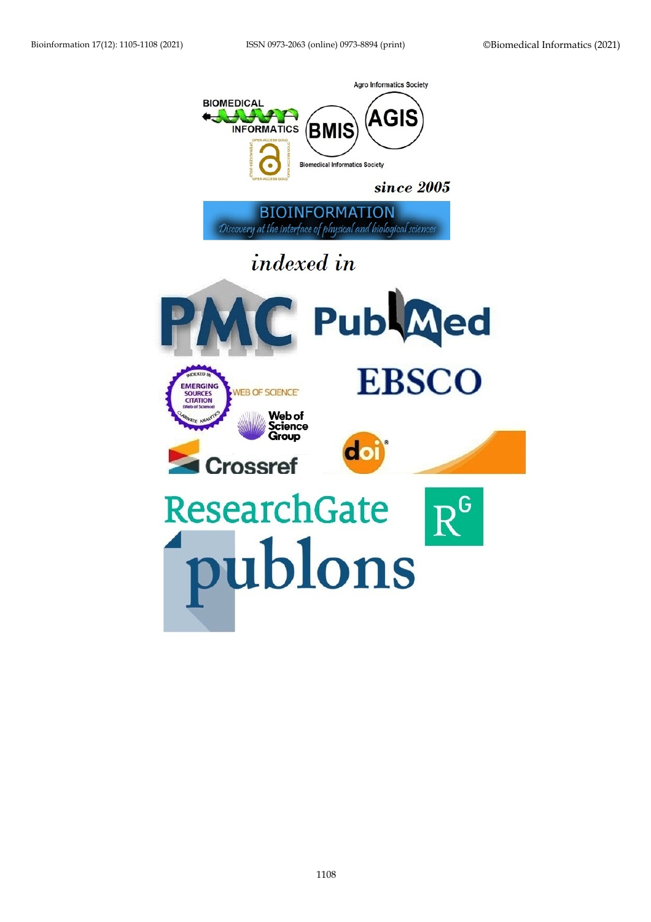Agro Informatics Society

BIOMEDICAL INFORMATICS

BMIS

AGIS

Biomedical Informatics Society

*since 2005*

BIOINFORMATION

*Discovery at the interface of physical and biological sciences*

*indexed in*

PMC PubMed

EBSCO

INDEXED IN EMERGING SOURCES CITATION (Web of Science) CLARIVATE ANALYTICS

WEB OF SCIENCE

Web of Science Group

Crossref

doi

ResearchGate

publons